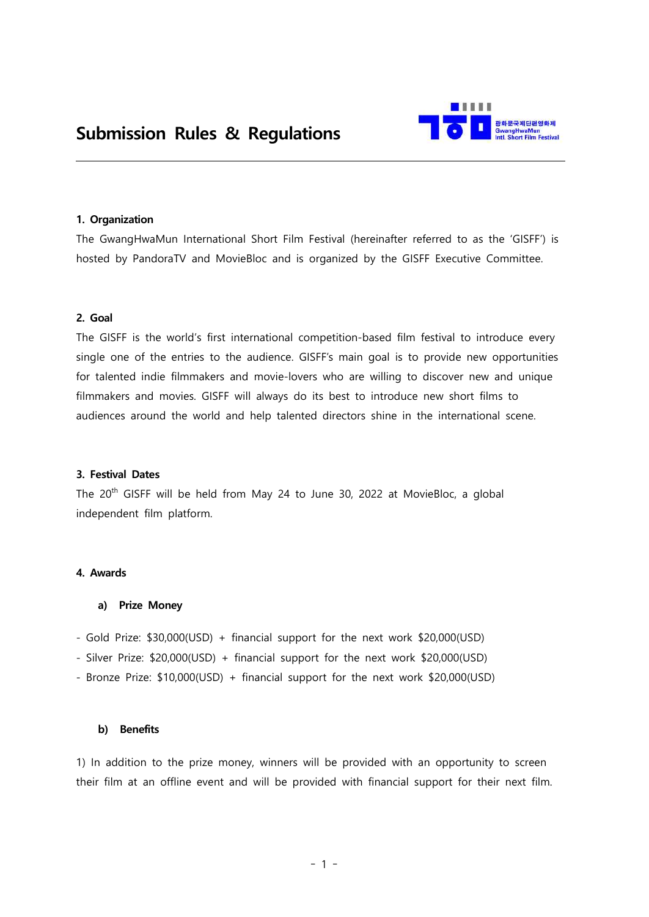# Submission Rules & Regulations

## 1. Organization

The GwangHwaMun International Short Film Festival (hereinafter referred to as the 'GISFF') is hosted by PandoraTV and MovieBloc and is organized by the GISFF Executive Committee.

## 2. Goal

The GISFF is the world's first international competition-based film festival to introduce every single one of the entries to the audience. GISFF's main goal is to provide new opportunities for talented indie filmmakers and movie-lovers who are willing to discover new and unique filmmakers and movies. GISFF will always do its best to introduce new short films to audiences around the world and help talented directors shine in the international scene.

## 3. Festival Dates

The 20th GISFF will be held from May 24 to June 30, 2022 at MovieBloc, a global independent film platform.

## 4. Awards

### a) Prize Money

- Gold Prize: $30,000(USD) + financial support for the next work $20,000(USD)
- Silver Prize: $20,000(USD) + financial support for the next work $20,000(USD)
- Bronze Prize: $10,000(USD) + financial support for the next work $20,000(USD)

### b) Benefits

1) In addition to the prize money, winners will be provided with an opportunity to screen their film at an offline event and will be provided with financial support for their next film.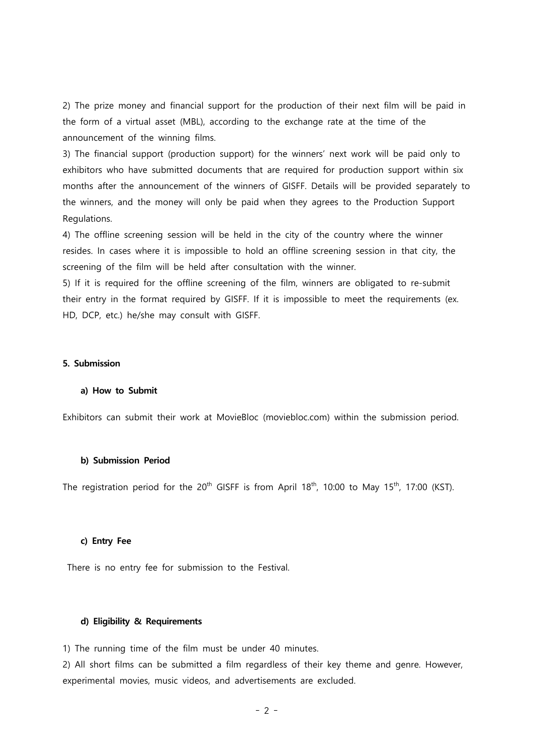2) The prize money and financial support for the production of their next film will be paid in the form of a virtual asset (MBL), according to the exchange rate at the time of the announcement of the winning films.

3) The financial support (production support) for the winners' next work will be paid only to exhibitors who have submitted documents that are required for production support within six months after the announcement of the winners of GISFF. Details will be provided separately to the winners, and the money will only be paid when they agrees to the Production Support Regulations.

4) The offline screening session will be held in the city of the country where the winner resides. In cases where it is impossible to hold an offline screening session in that city, the screening of the film will be held after consultation with the winner.

5) If it is required for the offline screening of the film, winners are obligated to re-submit their entry in the format required by GISFF. If it is impossible to meet the requirements (ex. HD, DCP, etc.) he/she may consult with GISFF.

## 5. Submission

### a) How to Submit

Exhibitors can submit their work at MovieBloc (moviebloc.com) within the submission period.

### b) Submission Period

The registration period for the 20th GISFF is from April 18th, 10:00 to May 15th, 17:00 (KST).

### c) Entry Fee

There is no entry fee for submission to the Festival.

### d) Eligibility & Requirements

1) The running time of the film must be under 40 minutes.

2) All short films can be submitted a film regardless of their key theme and genre. However, experimental movies, music videos, and advertisements are excluded.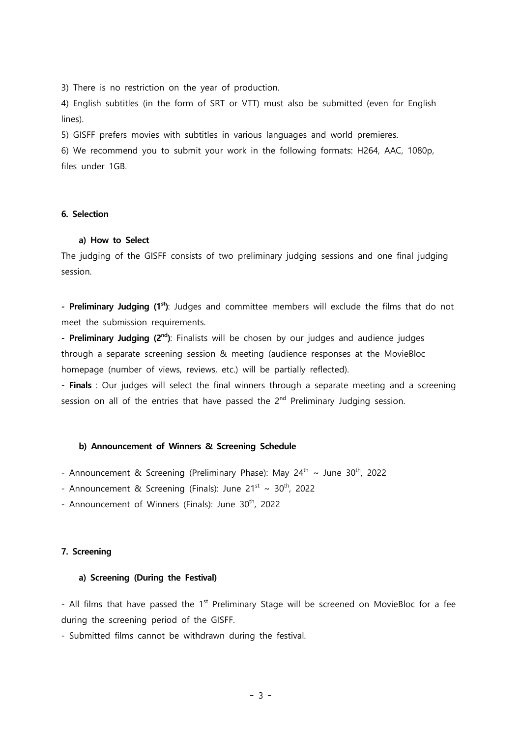3) There is no restriction on the year of production.

4) English subtitles (in the form of SRT or VTT) must also be submitted (even for English lines).

5) GISFF prefers movies with subtitles in various languages and world premieres.

6) We recommend you to submit your work in the following formats: H264, AAC, 1080p, files under 1GB.

### 6. Selection

#### a) How to Select

The judging of the GISFF consists of two preliminary judging sessions and one final judging session.

**- Preliminary Judging (1st)**: Judges and committee members will exclude the films that do not meet the submission requirements.

**- Preliminary Judging (2nd)**: Finalists will be chosen by our judges and audience judges through a separate screening session & meeting (audience responses at the MovieBloc homepage (number of views, reviews, etc.) will be partially reflected).

**- Finals** : Our judges will select the final winners through a separate meeting and a screening session on all of the entries that have passed the 2nd Preliminary Judging session.

#### b) Announcement of Winners & Screening Schedule

- Announcement & Screening (Preliminary Phase): May 24th ~ June 30th, 2022
- Announcement & Screening (Finals): June 21st ~ 30th, 2022
- Announcement of Winners (Finals): June 30th, 2022

### 7. Screening

#### a) Screening (During the Festival)

- All films that have passed the 1st Preliminary Stage will be screened on MovieBloc for a fee during the screening period of the GISFF.
- Submitted films cannot be withdrawn during the festival.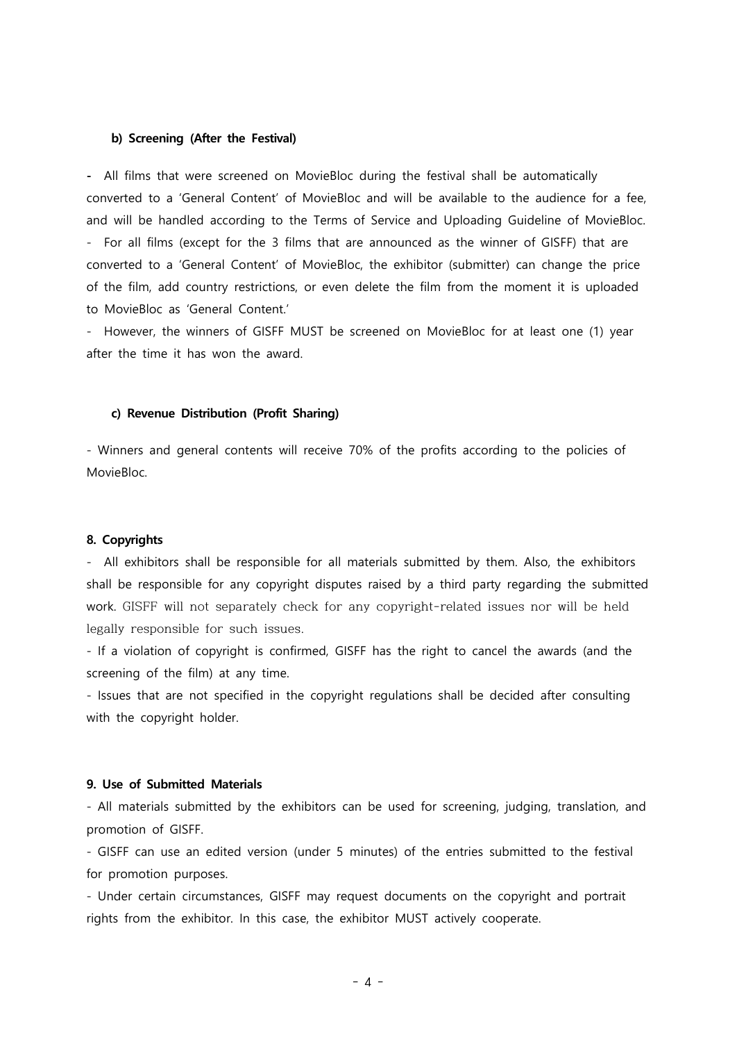#### b) Screening (After the Festival)

- All films that were screened on MovieBloc during the festival shall be automatically converted to a 'General Content' of MovieBloc and will be available to the audience for a fee, and will be handled according to the Terms of Service and Uploading Guideline of MovieBloc.
- For all films (except for the 3 films that are announced as the winner of GISFF) that are converted to a 'General Content' of MovieBloc, the exhibitor (submitter) can change the price of the film, add country restrictions, or even delete the film from the moment it is uploaded to MovieBloc as 'General Content.'
- However, the winners of GISFF MUST be screened on MovieBloc for at least one (1) year after the time it has won the award.

#### c) Revenue Distribution (Profit Sharing)

- Winners and general contents will receive 70% of the profits according to the policies of MovieBloc.

### 8. Copyrights

- All exhibitors shall be responsible for all materials submitted by them. Also, the exhibitors shall be responsible for any copyright disputes raised by a third party regarding the submitted work. GISFF will not separately check for any copyright-related issues nor will be held legally responsible for such issues.
- If a violation of copyright is confirmed, GISFF has the right to cancel the awards (and the screening of the film) at any time.
- Issues that are not specified in the copyright regulations shall be decided after consulting with the copyright holder.

### 9. Use of Submitted Materials

- All materials submitted by the exhibitors can be used for screening, judging, translation, and promotion of GISFF.
- GISFF can use an edited version (under 5 minutes) of the entries submitted to the festival for promotion purposes.
- Under certain circumstances, GISFF may request documents on the copyright and portrait rights from the exhibitor. In this case, the exhibitor MUST actively cooperate.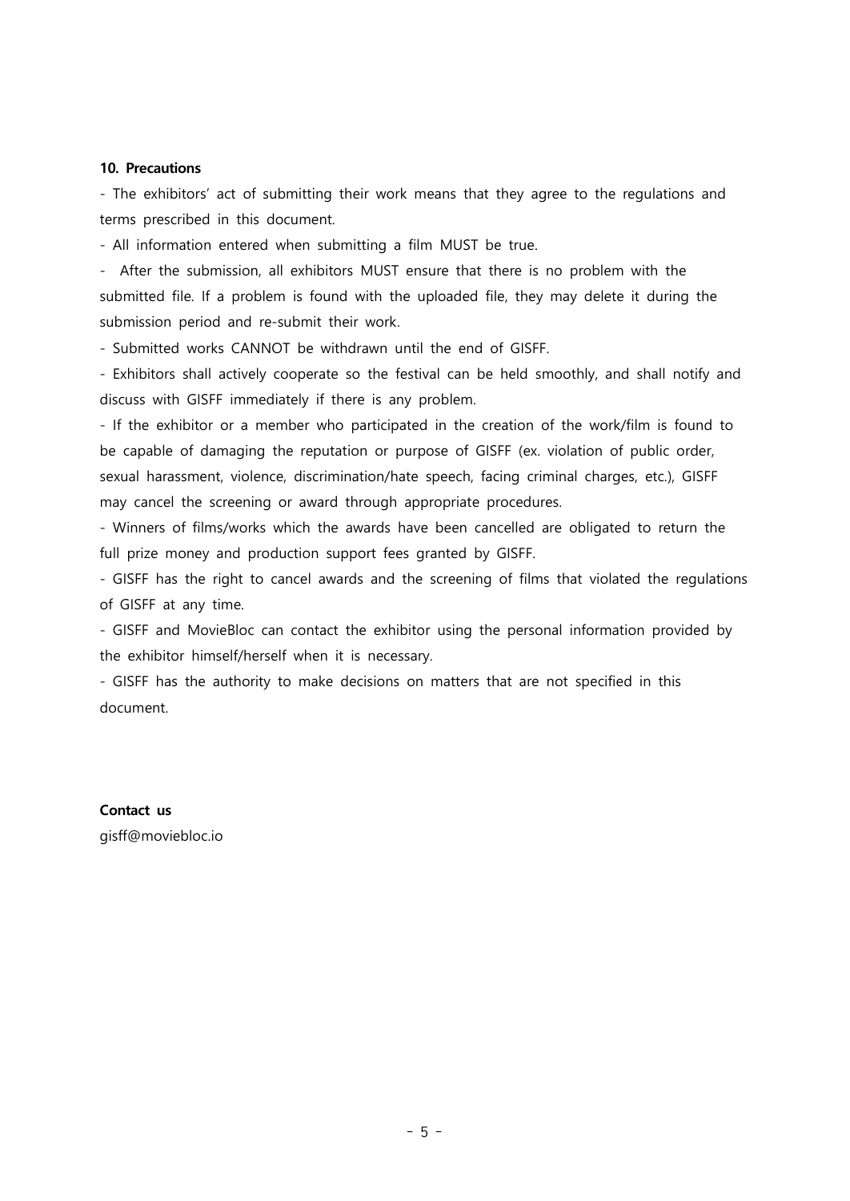**10. Precautions**

- The exhibitors' act of submitting their work means that they agree to the regulations and terms prescribed in this document.
- All information entered when submitting a film MUST be true.
- After the submission, all exhibitors MUST ensure that there is no problem with the submitted file. If a problem is found with the uploaded file, they may delete it during the submission period and re-submit their work.
- Submitted works CANNOT be withdrawn until the end of GISFF.
- Exhibitors shall actively cooperate so the festival can be held smoothly, and shall notify and discuss with GISFF immediately if there is any problem.
- If the exhibitor or a member who participated in the creation of the work/film is found to be capable of damaging the reputation or purpose of GISFF (ex. violation of public order, sexual harassment, violence, discrimination/hate speech, facing criminal charges, etc.), GISFF may cancel the screening or award through appropriate procedures.
- Winners of films/works which the awards have been cancelled are obligated to return the full prize money and production support fees granted by GISFF.
- GISFF has the right to cancel awards and the screening of films that violated the regulations of GISFF at any time.
- GISFF and MovieBloc can contact the exhibitor using the personal information provided by the exhibitor himself/herself when it is necessary.
- GISFF has the authority to make decisions on matters that are not specified in this document.

**Contact us**

gisff@moviebloc.io